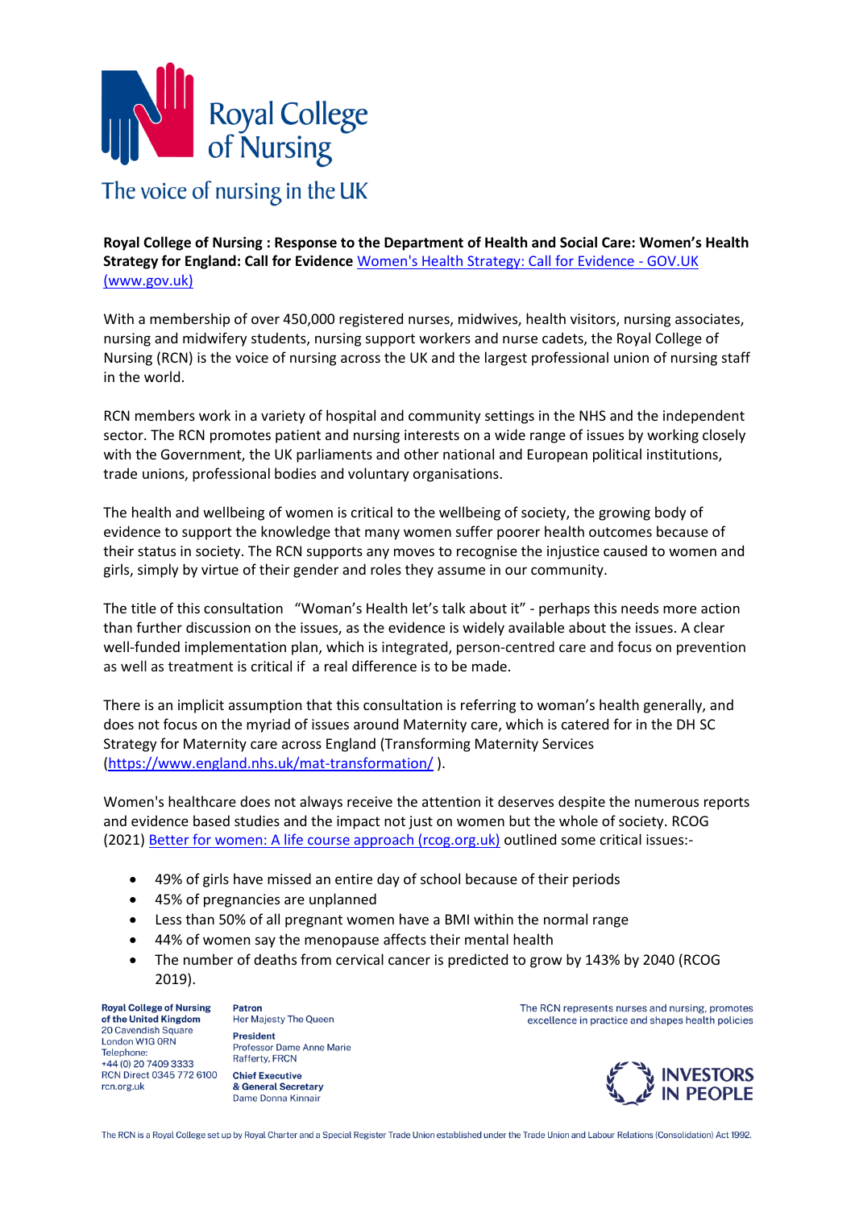Royal College of Nursing

The voice of nursing in the UK

**Royal College of Nursing : Response to the Department of Health and Social Care: Women's Health Strategy for England: Call for Evidence** [Women's Health Strategy: Call for Evidence - GOV.UK (www.gov.uk)]

With a membership of over 450,000 registered nurses, midwives, health visitors, nursing associates, nursing and midwifery students, nursing support workers and nurse cadets, the Royal College of Nursing (RCN) is the voice of nursing across the UK and the largest professional union of nursing staff in the world.

RCN members work in a variety of hospital and community settings in the NHS and the independent sector. The RCN promotes patient and nursing interests on a wide range of issues by working closely with the Government, the UK parliaments and other national and European political institutions, trade unions, professional bodies and voluntary organisations.

The health and wellbeing of women is critical to the wellbeing of society, the growing body of evidence to support the knowledge that many women suffer poorer health outcomes because of their status in society. The RCN supports any moves to recognise the injustice caused to women and girls, simply by virtue of their gender and roles they assume in our community.

The title of this consultation "Woman's Health let's talk about it" - perhaps this needs more action than further discussion on the issues, as the evidence is widely available about the issues. A clear well-funded implementation plan, which is integrated, person-centred care and focus on prevention as well as treatment is critical if a real difference is to be made.

There is an implicit assumption that this consultation is referring to woman's health generally, and does not focus on the myriad of issues around Maternity care, which is catered for in the DH SC Strategy for Maternity care across England (Transforming Maternity Services (https://www.england.nhs.uk/mat-transformation/ ).

Women's healthcare does not always receive the attention it deserves despite the numerous reports and evidence based studies and the impact not just on women but the whole of society. RCOG (2021) Better for women: A life course approach (rcog.org.uk) outlined some critical issues:-

- 49% of girls have missed an entire day of school because of their periods
- 45% of pregnancies are unplanned
- Less than 50% of all pregnant women have a BMI within the normal range
- 44% of women say the menopause affects their mental health
- The number of deaths from cervical cancer is predicted to grow by 143% by 2040 (RCOG 2019).

**Royal College of Nursing of the United Kingdom**
20 Cavendish Square
London W1G 0RN
Telephone:
+44 (0) 20 7409 3333
RCN Direct 0345 772 6100
rcn.org.uk

**Patron**
Her Majesty The Queen

**President**
Professor Dame Anne Marie Rafferty, FRCN

**Chief Executive & General Secretary**
Dame Donna Kinnair

The RCN represents nurses and nursing, promotes excellence in practice and shapes health policies

INVESTORS IN PEOPLE

The RCN is a Royal College set up by Royal Charter and a Special Register Trade Union established under the Trade Union and Labour Relations (Consolidation) Act 1992.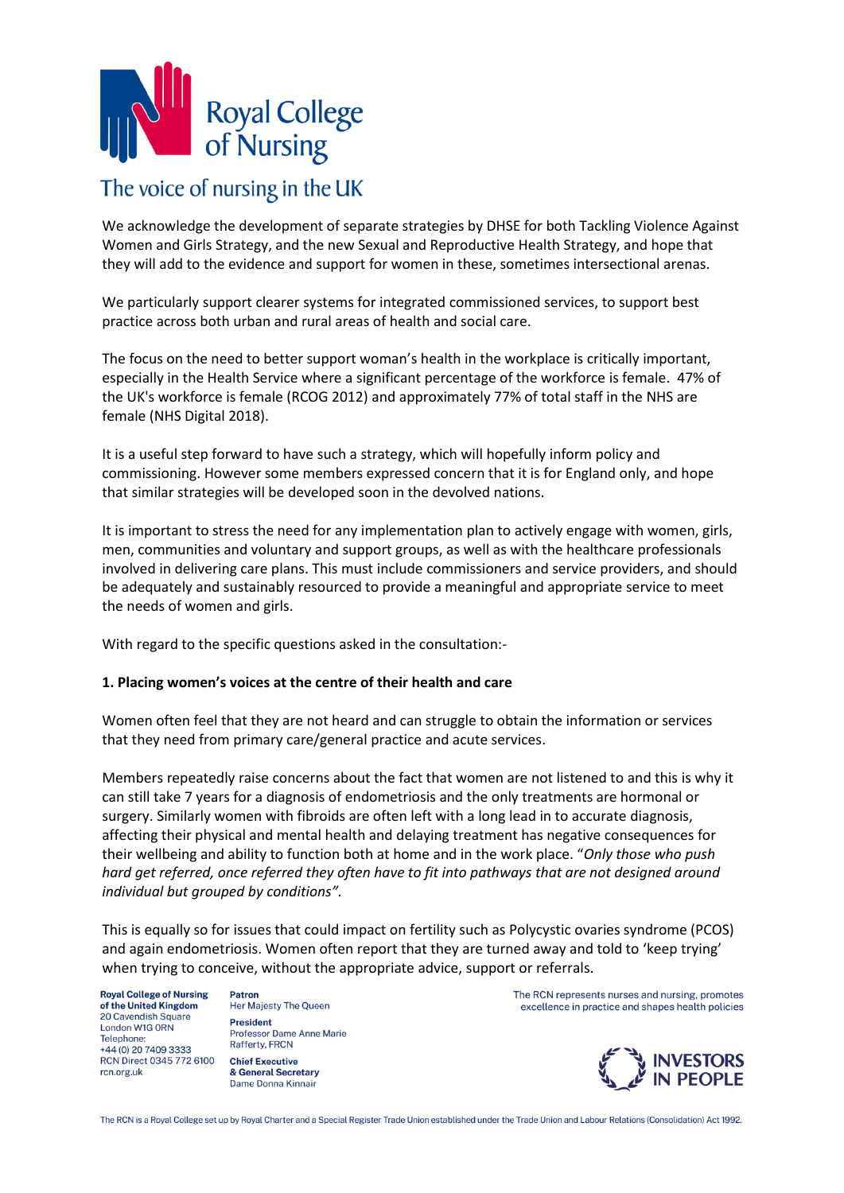We acknowledge the development of separate strategies by DHSE for both Tackling Violence Against Women and Girls Strategy, and the new Sexual and Reproductive Health Strategy, and hope that they will add to the evidence and support for women in these, sometimes intersectional arenas.

We particularly support clearer systems for integrated commissioned services, to support best practice across both urban and rural areas of health and social care.

The focus on the need to better support woman's health in the workplace is critically important, especially in the Health Service where a significant percentage of the workforce is female. 47% of the UK's workforce is female (RCOG 2012) and approximately 77% of total staff in the NHS are female (NHS Digital 2018).

It is a useful step forward to have such a strategy, which will hopefully inform policy and commissioning. However some members expressed concern that it is for England only, and hope that similar strategies will be developed soon in the devolved nations.

It is important to stress the need for any implementation plan to actively engage with women, girls, men, communities and voluntary and support groups, as well as with the healthcare professionals involved in delivering care plans. This must include commissioners and service providers, and should be adequately and sustainably resourced to provide a meaningful and appropriate service to meet the needs of women and girls.

With regard to the specific questions asked in the consultation:-

**1. Placing women's voices at the centre of their health and care**

Women often feel that they are not heard and can struggle to obtain the information or services that they need from primary care/general practice and acute services.

Members repeatedly raise concerns about the fact that women are not listened to and this is why it can still take 7 years for a diagnosis of endometriosis and the only treatments are hormonal or surgery. Similarly women with fibroids are often left with a long lead in to accurate diagnosis, affecting their physical and mental health and delaying treatment has negative consequences for their wellbeing and ability to function both at home and in the work place. "*Only those who push hard get referred, once referred they often have to fit into pathways that are not designed around individual but grouped by conditions"*.

This is equally so for issues that could impact on fertility such as Polycystic ovaries syndrome (PCOS) and again endometriosis. Women often report that they are turned away and told to 'keep trying' when trying to conceive, without the appropriate advice, support or referrals.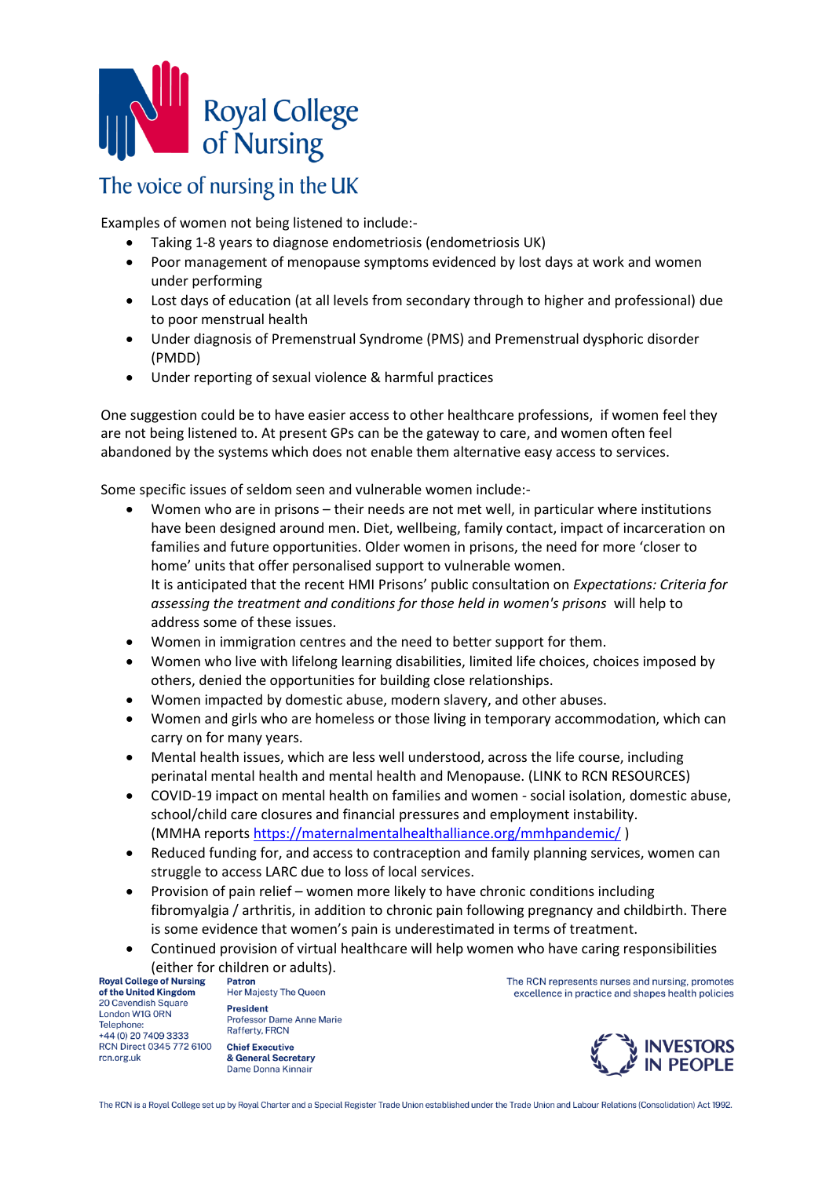Examples of women not being listened to include:-

- Taking 1-8 years to diagnose endometriosis (endometriosis UK)
- Poor management of menopause symptoms evidenced by lost days at work and women under performing
- Lost days of education (at all levels from secondary through to higher and professional) due to poor menstrual health
- Under diagnosis of Premenstrual Syndrome (PMS) and Premenstrual dysphoric disorder (PMDD)
- Under reporting of sexual violence & harmful practices

One suggestion could be to have easier access to other healthcare professions, if women feel they are not being listened to. At present GPs can be the gateway to care, and women often feel abandoned by the systems which does not enable them alternative easy access to services.

Some specific issues of seldom seen and vulnerable women include:-

- Women who are in prisons – their needs are not met well, in particular where institutions have been designed around men. Diet, wellbeing, family contact, impact of incarceration on families and future opportunities. Older women in prisons, the need for more 'closer to home' units that offer personalised support to vulnerable women.
  It is anticipated that the recent HMI Prisons' public consultation on *Expectations: Criteria for assessing the treatment and conditions for those held in women's prisons* will help to address some of these issues.
- Women in immigration centres and the need to better support for them.
- Women who live with lifelong learning disabilities, limited life choices, choices imposed by others, denied the opportunities for building close relationships.
- Women impacted by domestic abuse, modern slavery, and other abuses.
- Women and girls who are homeless or those living in temporary accommodation, which can carry on for many years.
- Mental health issues, which are less well understood, across the life course, including perinatal mental health and mental health and Menopause. (LINK to RCN RESOURCES)
- COVID-19 impact on mental health on families and women - social isolation, domestic abuse, school/child care closures and financial pressures and employment instability. (MMHA reports [https://maternalmentalhealthalliance.org/mmhpandemic/](https://maternalmentalhealthalliance.org/mmhpandemic/) )
- Reduced funding for, and access to contraception and family planning services, women can struggle to access LARC due to loss of local services.
- Provision of pain relief – women more likely to have chronic conditions including fibromyalgia / arthritis, in addition to chronic pain following pregnancy and childbirth. There is some evidence that women's pain is underestimated in terms of treatment.
- Continued provision of virtual healthcare will help women who have caring responsibilities (either for children or adults).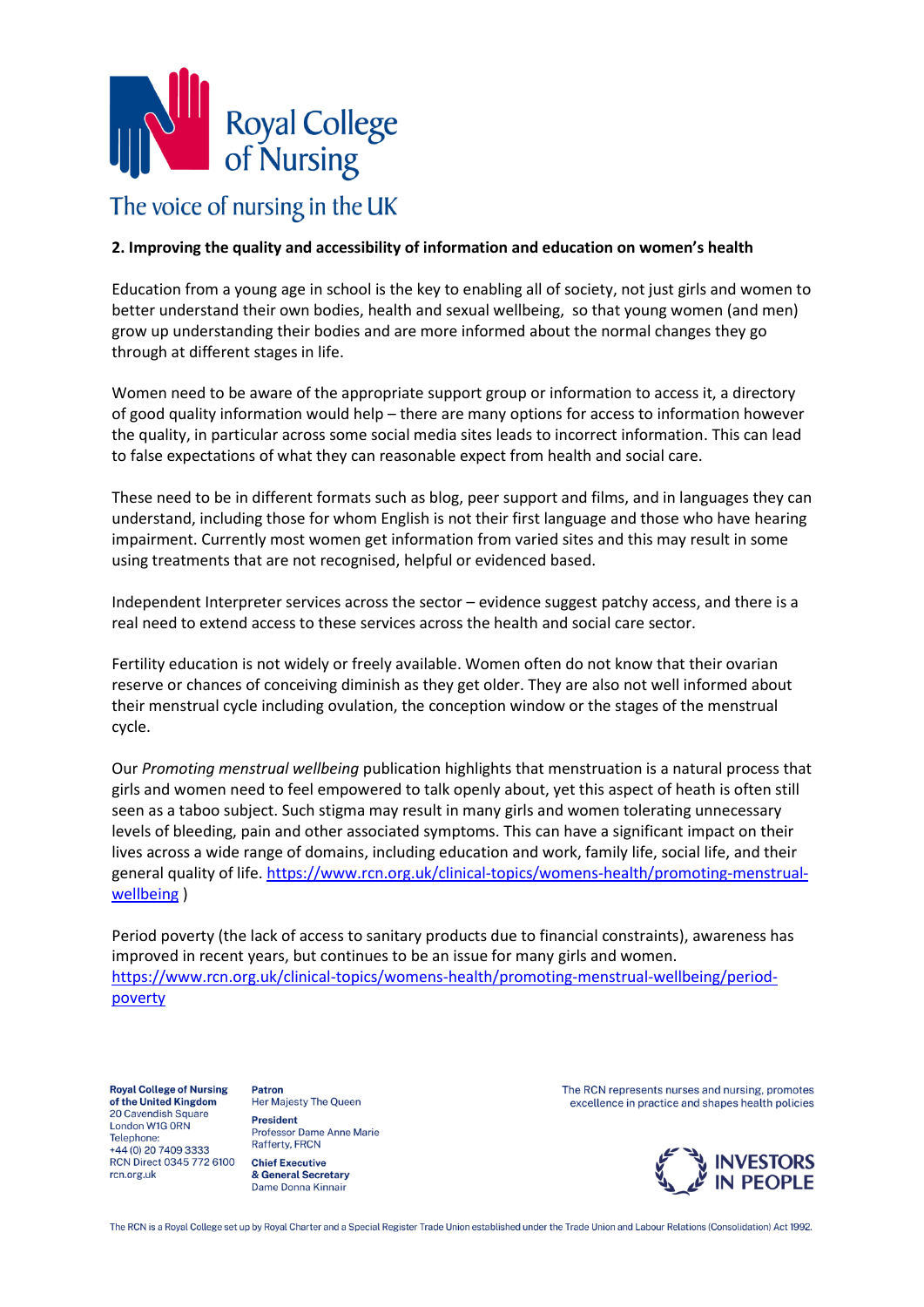**2. Improving the quality and accessibility of information and education on women's health**

Education from a young age in school is the key to enabling all of society, not just girls and women to better understand their own bodies, health and sexual wellbeing, so that young women (and men) grow up understanding their bodies and are more informed about the normal changes they go through at different stages in life.

Women need to be aware of the appropriate support group or information to access it, a directory of good quality information would help – there are many options for access to information however the quality, in particular across some social media sites leads to incorrect information. This can lead to false expectations of what they can reasonable expect from health and social care.

These need to be in different formats such as blog, peer support and films, and in languages they can understand, including those for whom English is not their first language and those who have hearing impairment. Currently most women get information from varied sites and this may result in some using treatments that are not recognised, helpful or evidenced based.

Independent Interpreter services across the sector – evidence suggest patchy access, and there is a real need to extend access to these services across the health and social care sector.

Fertility education is not widely or freely available. Women often do not know that their ovarian reserve or chances of conceiving diminish as they get older. They are also not well informed about their menstrual cycle including ovulation, the conception window or the stages of the menstrual cycle.

Our *Promoting menstrual wellbeing* publication highlights that menstruation is a natural process that girls and women need to feel empowered to talk openly about, yet this aspect of heath is often still seen as a taboo subject. Such stigma may result in many girls and women tolerating unnecessary levels of bleeding, pain and other associated symptoms. This can have a significant impact on their lives across a wide range of domains, including education and work, family life, social life, and their general quality of life. https://www.rcn.org.uk/clinical-topics/womens-health/promoting-menstrual-wellbeing )

Period poverty (the lack of access to sanitary products due to financial constraints), awareness has improved in recent years, but continues to be an issue for many girls and women. https://www.rcn.org.uk/clinical-topics/womens-health/promoting-menstrual-wellbeing/period-poverty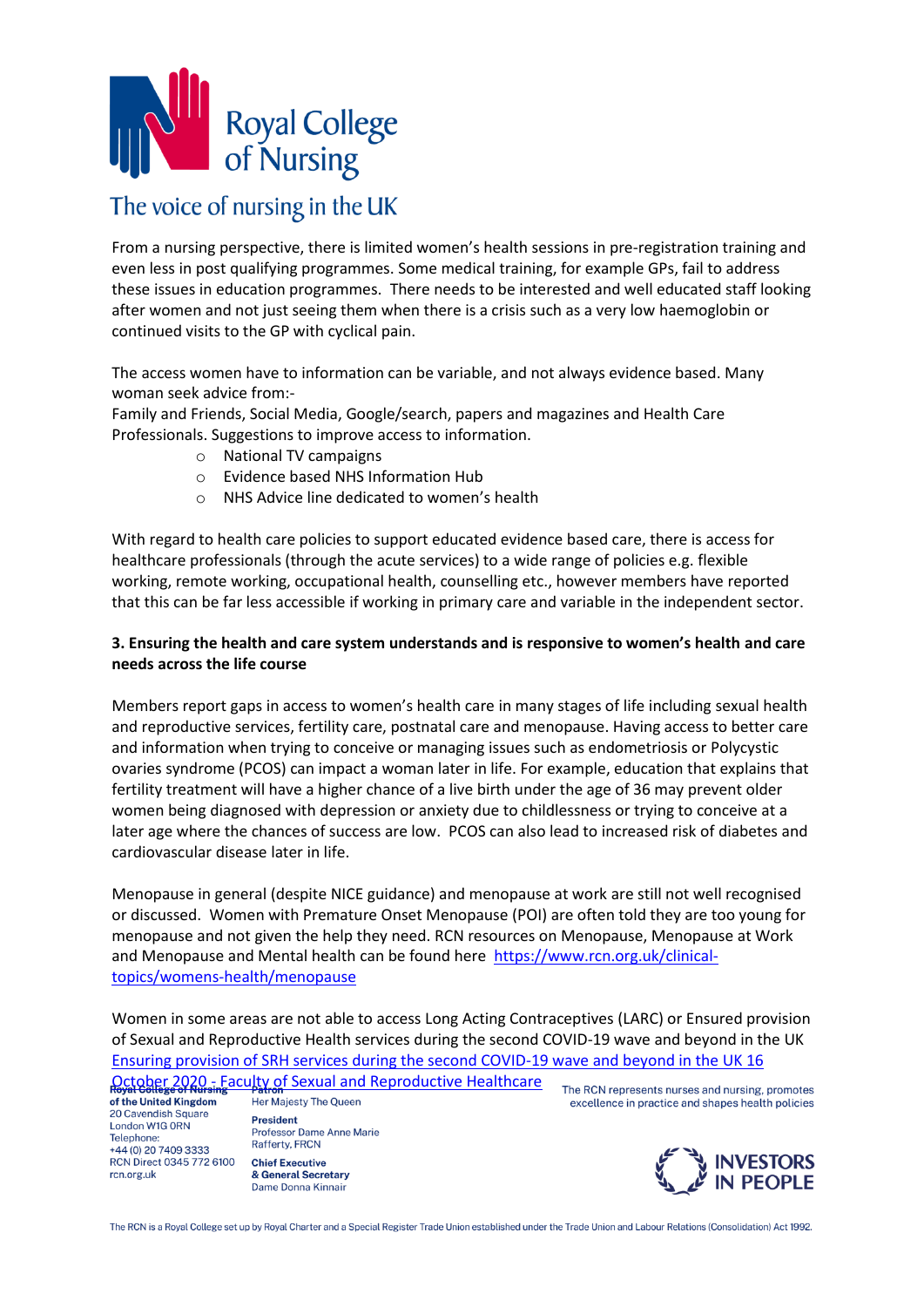From a nursing perspective, there is limited women's health sessions in pre-registration training and even less in post qualifying programmes. Some medical training, for example GPs, fail to address these issues in education programmes. There needs to be interested and well educated staff looking after women and not just seeing them when there is a crisis such as a very low haemoglobin or continued visits to the GP with cyclical pain.

The access women have to information can be variable, and not always evidence based. Many woman seek advice from:-
Family and Friends, Social Media, Google/search, papers and magazines and Health Care Professionals. Suggestions to improve access to information.

- National TV campaigns
- Evidence based NHS Information Hub
- NHS Advice line dedicated to women's health

With regard to health care policies to support educated evidence based care, there is access for healthcare professionals (through the acute services) to a wide range of policies e.g. flexible working, remote working, occupational health, counselling etc., however members have reported that this can be far less accessible if working in primary care and variable in the independent sector.

**3. Ensuring the health and care system understands and is responsive to women's health and care needs across the life course**

Members report gaps in access to women's health care in many stages of life including sexual health and reproductive services, fertility care, postnatal care and menopause. Having access to better care and information when trying to conceive or managing issues such as endometriosis or Polycystic ovaries syndrome (PCOS) can impact a woman later in life. For example, education that explains that fertility treatment will have a higher chance of a live birth under the age of 36 may prevent older women being diagnosed with depression or anxiety due to childlessness or trying to conceive at a later age where the chances of success are low. PCOS can also lead to increased risk of diabetes and cardiovascular disease later in life.

Menopause in general (despite NICE guidance) and menopause at work are still not well recognised or discussed. Women with Premature Onset Menopause (POI) are often told they are too young for menopause and not given the help they need. RCN resources on Menopause, Menopause at Work and Menopause and Mental health can be found here https://www.rcn.org.uk/clinical-topics/womens-health/menopause

Women in some areas are not able to access Long Acting Contraceptives (LARC) or Ensured provision of Sexual and Reproductive Health services during the second COVID-19 wave and beyond in the UK [Ensuring provision of SRH services during the second COVID-19 wave and beyond in the UK 16 October 2020 - Faculty of Sexual and Reproductive Healthcare]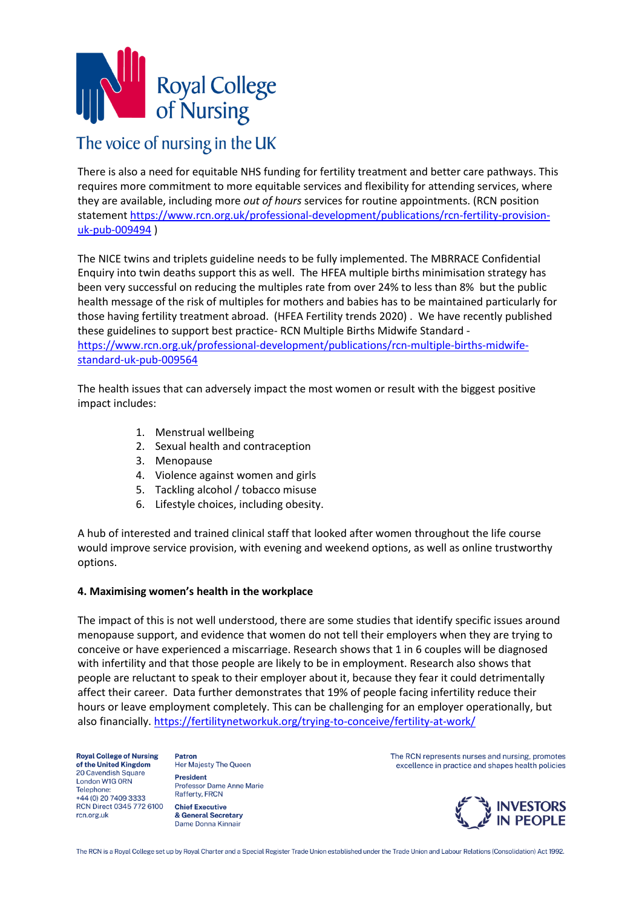There is also a need for equitable NHS funding for fertility treatment and better care pathways. This requires more commitment to more equitable services and flexibility for attending services, where they are available, including more *out of hours* services for routine appointments. (RCN position statement https://www.rcn.org.uk/professional-development/publications/rcn-fertility-provision-uk-pub-009494 )

The NICE twins and triplets guideline needs to be fully implemented. The MBRRACE Confidential Enquiry into twin deaths support this as well. The HFEA multiple births minimisation strategy has been very successful on reducing the multiples rate from over 24% to less than 8% but the public health message of the risk of multiples for mothers and babies has to be maintained particularly for those having fertility treatment abroad. (HFEA Fertility trends 2020). We have recently published these guidelines to support best practice- RCN Multiple Births Midwife Standard - https://www.rcn.org.uk/professional-development/publications/rcn-multiple-births-midwife-standard-uk-pub-009564

The health issues that can adversely impact the most women or result with the biggest positive impact includes:

1. Menstrual wellbeing
2. Sexual health and contraception
3. Menopause
4. Violence against women and girls
5. Tackling alcohol / tobacco misuse
6. Lifestyle choices, including obesity.

A hub of interested and trained clinical staff that looked after women throughout the life course would improve service provision, with evening and weekend options, as well as online trustworthy options.

**4. Maximising women's health in the workplace**

The impact of this is not well understood, there are some studies that identify specific issues around menopause support, and evidence that women do not tell their employers when they are trying to conceive or have experienced a miscarriage. Research shows that 1 in 6 couples will be diagnosed with infertility and that those people are likely to be in employment. Research also shows that people are reluctant to speak to their employer about it, because they fear it could detrimentally affect their career. Data further demonstrates that 19% of people facing infertility reduce their hours or leave employment completely. This can be challenging for an employer operationally, but also financially. https://fertilitynetworkuk.org/trying-to-conceive/fertility-at-work/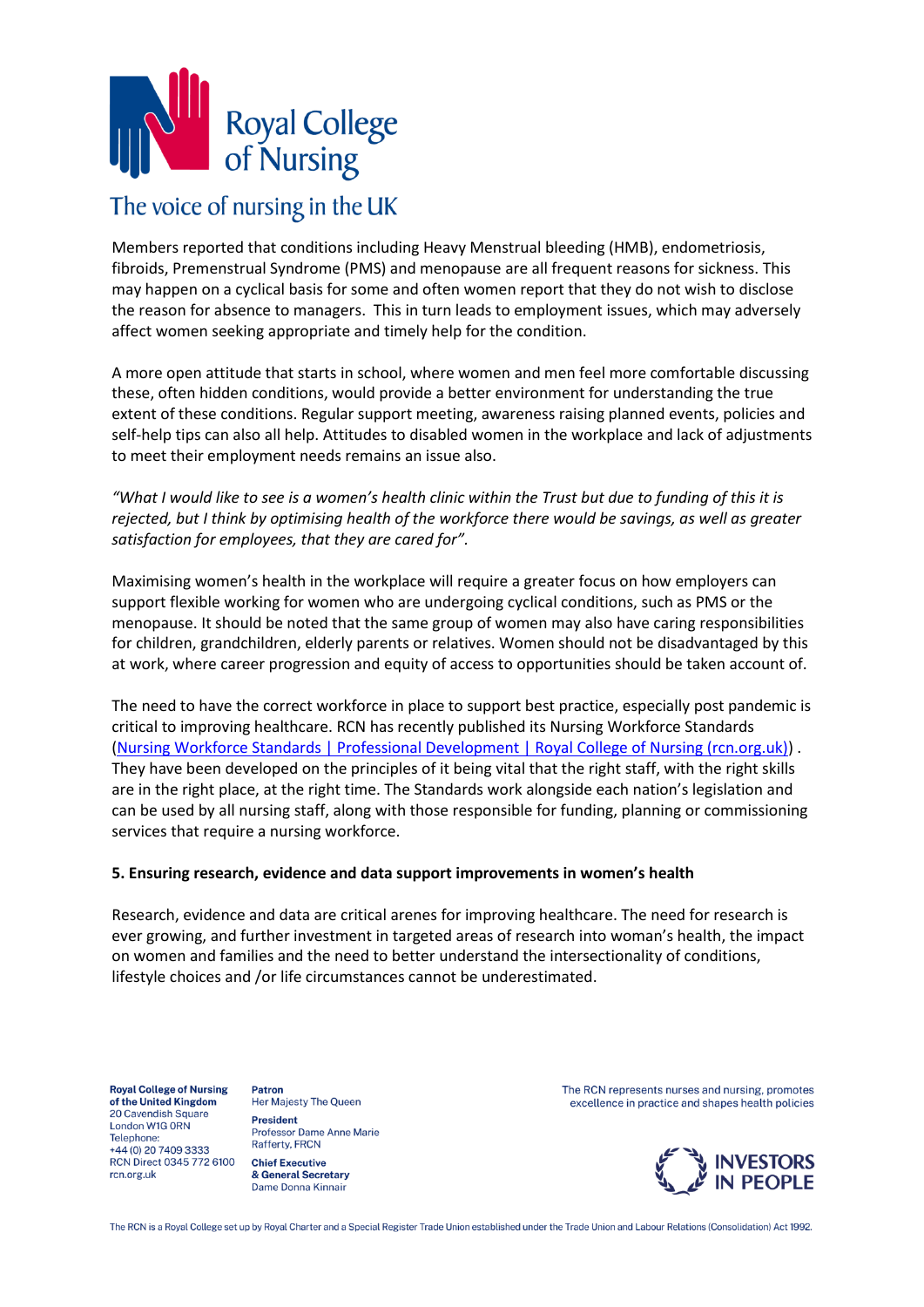Members reported that conditions including Heavy Menstrual bleeding (HMB), endometriosis, fibroids, Premenstrual Syndrome (PMS) and menopause are all frequent reasons for sickness. This may happen on a cyclical basis for some and often women report that they do not wish to disclose the reason for absence to managers. This in turn leads to employment issues, which may adversely affect women seeking appropriate and timely help for the condition.

A more open attitude that starts in school, where women and men feel more comfortable discussing these, often hidden conditions, would provide a better environment for understanding the true extent of these conditions. Regular support meeting, awareness raising planned events, policies and self-help tips can also all help. Attitudes to disabled women in the workplace and lack of adjustments to meet their employment needs remains an issue also.

*"What I would like to see is a women's health clinic within the Trust but due to funding of this it is rejected, but I think by optimising health of the workforce there would be savings, as well as greater satisfaction for employees, that they are cared for".*

Maximising women's health in the workplace will require a greater focus on how employers can support flexible working for women who are undergoing cyclical conditions, such as PMS or the menopause. It should be noted that the same group of women may also have caring responsibilities for children, grandchildren, elderly parents or relatives. Women should not be disadvantaged by this at work, where career progression and equity of access to opportunities should be taken account of.

The need to have the correct workforce in place to support best practice, especially post pandemic is critical to improving healthcare. RCN has recently published its Nursing Workforce Standards (Nursing Workforce Standards | Professional Development | Royal College of Nursing (rcn.org.uk)) . They have been developed on the principles of it being vital that the right staff, with the right skills are in the right place, at the right time. The Standards work alongside each nation's legislation and can be used by all nursing staff, along with those responsible for funding, planning or commissioning services that require a nursing workforce.

**5. Ensuring research, evidence and data support improvements in women's health**

Research, evidence and data are critical arenes for improving healthcare. The need for research is ever growing, and further investment in targeted areas of research into woman's health, the impact on women and families and the need to better understand the intersectionality of conditions, lifestyle choices and /or life circumstances cannot be underestimated.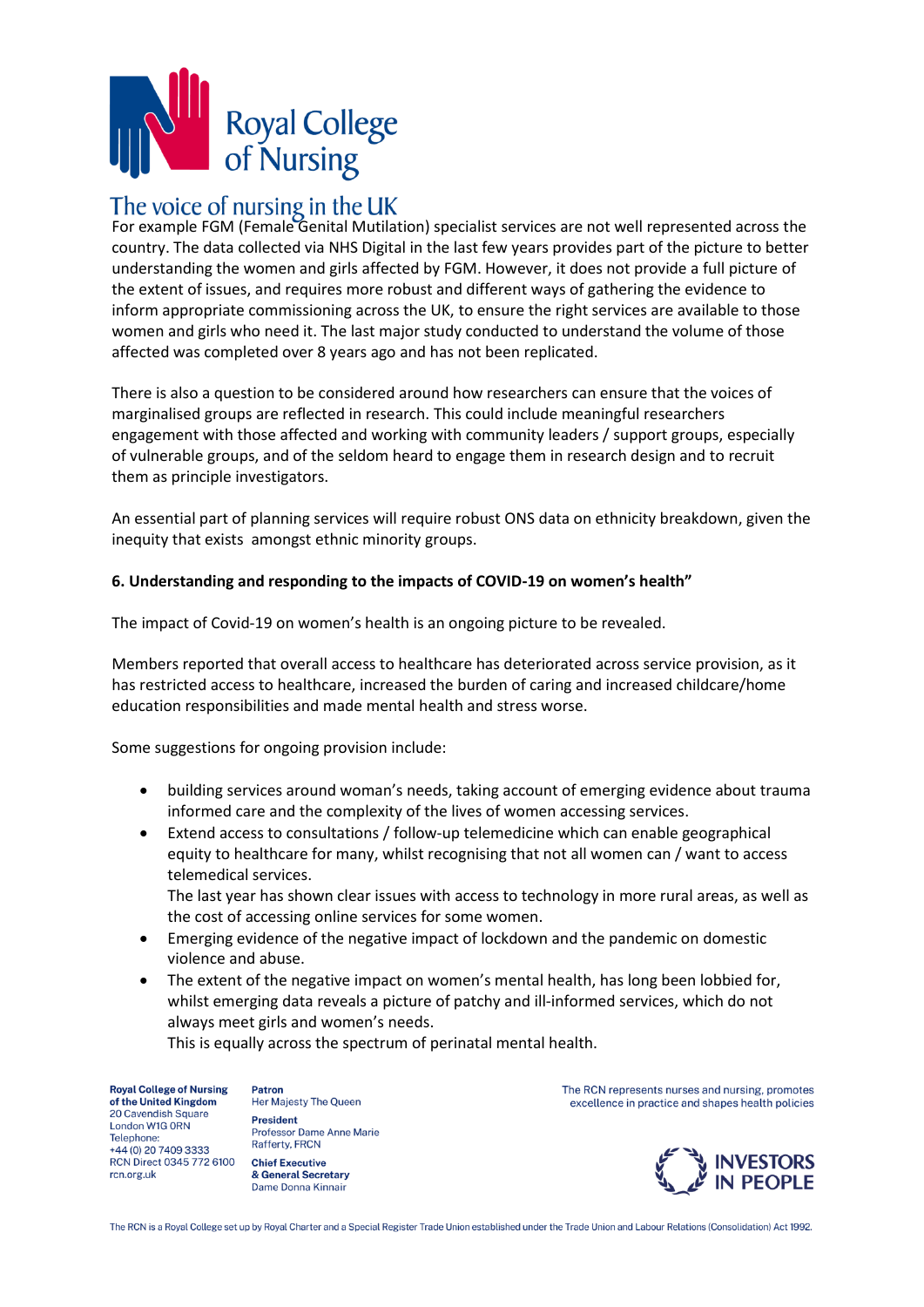For example FGM (Female Genital Mutilation) specialist services are not well represented across the country. The data collected via NHS Digital in the last few years provides part of the picture to better understanding the women and girls affected by FGM. However, it does not provide a full picture of the extent of issues, and requires more robust and different ways of gathering the evidence to inform appropriate commissioning across the UK, to ensure the right services are available to those women and girls who need it. The last major study conducted to understand the volume of those affected was completed over 8 years ago and has not been replicated.

There is also a question to be considered around how researchers can ensure that the voices of marginalised groups are reflected in research. This could include meaningful researchers engagement with those affected and working with community leaders / support groups, especially of vulnerable groups, and of the seldom heard to engage them in research design and to recruit them as principle investigators.

An essential part of planning services will require robust ONS data on ethnicity breakdown, given the inequity that exists amongst ethnic minority groups.

**6. Understanding and responding to the impacts of COVID-19 on women's health"**

The impact of Covid-19 on women's health is an ongoing picture to be revealed.

Members reported that overall access to healthcare has deteriorated across service provision, as it has restricted access to healthcare, increased the burden of caring and increased childcare/home education responsibilities and made mental health and stress worse.

Some suggestions for ongoing provision include:

- building services around woman's needs, taking account of emerging evidence about trauma informed care and the complexity of the lives of women accessing services.
- Extend access to consultations / follow-up telemedicine which can enable geographical equity to healthcare for many, whilst recognising that not all women can / want to access telemedical services.
  The last year has shown clear issues with access to technology in more rural areas, as well as the cost of accessing online services for some women.
- Emerging evidence of the negative impact of lockdown and the pandemic on domestic violence and abuse.
- The extent of the negative impact on women's mental health, has long been lobbied for, whilst emerging data reveals a picture of patchy and ill-informed services, which do not always meet girls and women's needs.
  This is equally across the spectrum of perinatal mental health.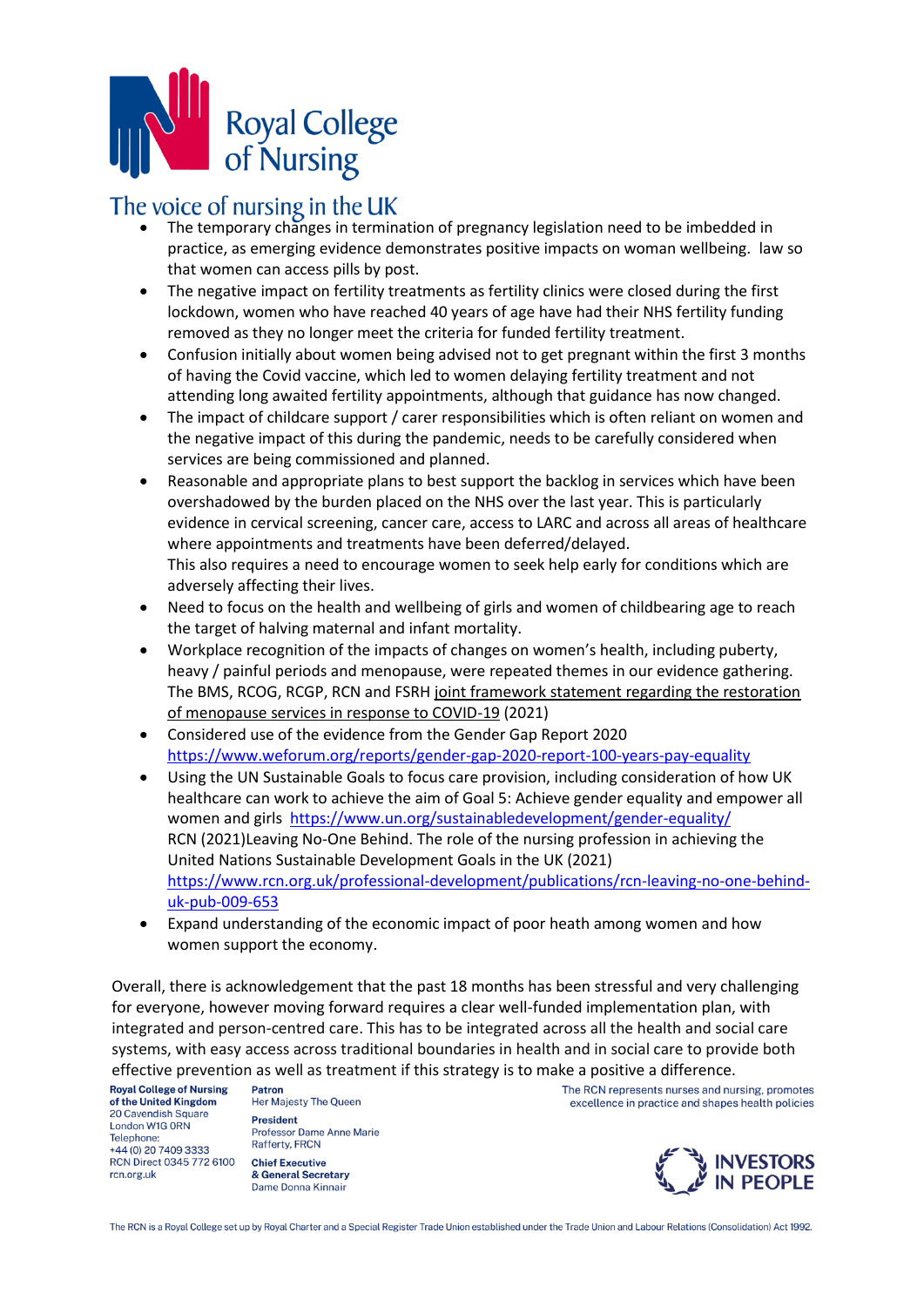- The temporary changes in termination of pregnancy legislation need to be imbedded in practice, as emerging evidence demonstrates positive impacts on woman wellbeing. law so that women can access pills by post.
- The negative impact on fertility treatments as fertility clinics were closed during the first lockdown, women who have reached 40 years of age have had their NHS fertility funding removed as they no longer meet the criteria for funded fertility treatment.
- Confusion initially about women being advised not to get pregnant within the first 3 months of having the Covid vaccine, which led to women delaying fertility treatment and not attending long awaited fertility appointments, although that guidance has now changed.
- The impact of childcare support / carer responsibilities which is often reliant on women and the negative impact of this during the pandemic, needs to be carefully considered when services are being commissioned and planned.
- Reasonable and appropriate plans to best support the backlog in services which have been overshadowed by the burden placed on the NHS over the last year. This is particularly evidence in cervical screening, cancer care, access to LARC and across all areas of healthcare where appointments and treatments have been deferred/delayed.
  This also requires a need to encourage women to seek help early for conditions which are adversely affecting their lives.
- Need to focus on the health and wellbeing of girls and women of childbearing age to reach the target of halving maternal and infant mortality.
- Workplace recognition of the impacts of changes on women's health, including puberty, heavy / painful periods and menopause, were repeated themes in our evidence gathering. The BMS, RCOG, RCGP, RCN and FSRH joint framework statement regarding the restoration of menopause services in response to COVID-19 (2021)
- Considered use of the evidence from the Gender Gap Report 2020 https://www.weforum.org/reports/gender-gap-2020-report-100-years-pay-equality
- Using the UN Sustainable Goals to focus care provision, including consideration of how UK healthcare can work to achieve the aim of Goal 5: Achieve gender equality and empower all women and girls https://www.un.org/sustainabledevelopment/gender-equality/
  RCN (2021)Leaving No-One Behind. The role of the nursing profession in achieving the United Nations Sustainable Development Goals in the UK (2021)
  https://www.rcn.org.uk/professional-development/publications/rcn-leaving-no-one-behind-uk-pub-009-653
- Expand understanding of the economic impact of poor heath among women and how women support the economy.

Overall, there is acknowledgement that the past 18 months has been stressful and very challenging for everyone, however moving forward requires a clear well-funded implementation plan, with integrated and person-centred care. This has to be integrated across all the health and social care systems, with easy access across traditional boundaries in health and in social care to provide both effective prevention as well as treatment if this strategy is to make a positive a difference.